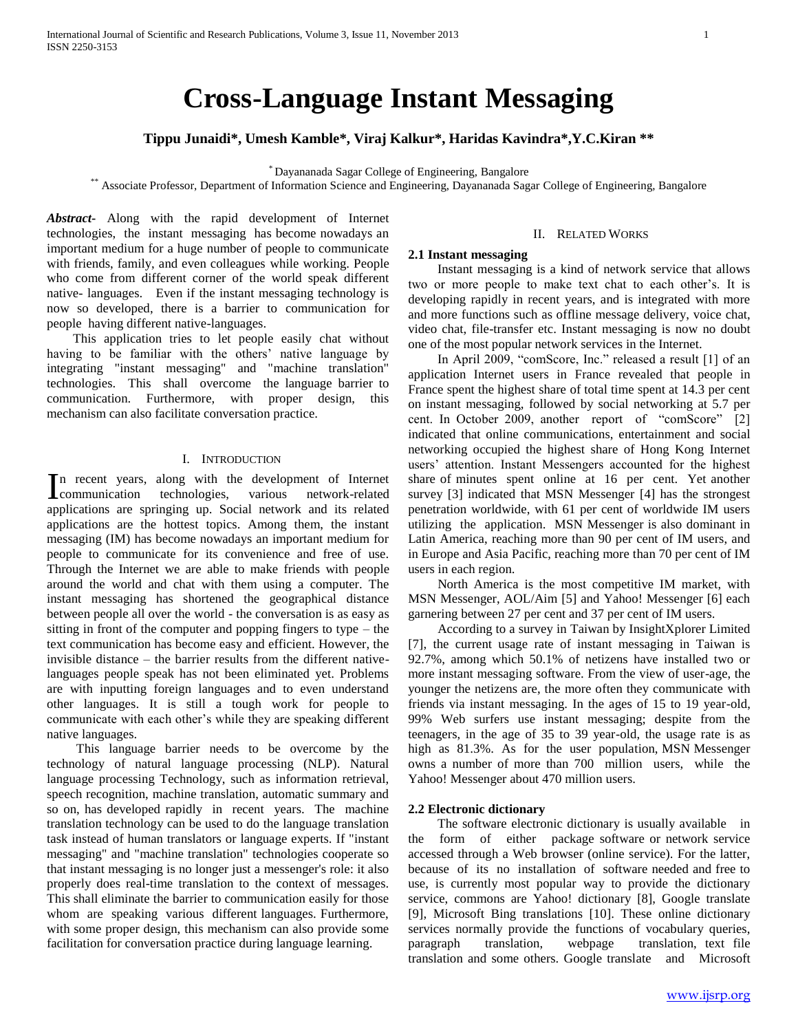# Cross-Language Instant Messaging

**Tippu Junaidi\*, Umesh Kamble\*, Viraj Kalkur\*, Haridas Kavindra\*,Y.C.Kiran \*\***

\* Dayananada Sagar College of Engineering, Bangalore
\*\* Associate Professor, Department of Information Science and Engineering, Dayananada Sagar College of Engineering, Bangalore

***Abstract-*** Along with the rapid development of Internet technologies, the instant messaging has become nowadays an important medium for a huge number of people to communicate with friends, family, and even colleagues while working. People who come from different corner of the world speak different native- languages. Even if the instant messaging technology is now so developed, there is a barrier to communication for people having different native-languages.

This application tries to let people easily chat without having to be familiar with the others' native language by integrating "instant messaging" and "machine translation" technologies. This shall overcome the language barrier to communication. Furthermore, with proper design, this mechanism can also facilitate conversation practice.

## I. Introduction

In recent years, along with the development of Internet communication technologies, various network-related applications are springing up. Social network and its related applications are the hottest topics. Among them, the instant messaging (IM) has become nowadays an important medium for people to communicate for its convenience and free of use. Through the Internet we are able to make friends with people around the world and chat with them using a computer. The instant messaging has shortened the geographical distance between people all over the world - the conversation is as easy as sitting in front of the computer and popping fingers to type – the text communication has become easy and efficient. However, the invisible distance – the barrier results from the different native-languages people speak has not been eliminated yet. Problems are with inputting foreign languages and to even understand other languages. It is still a tough work for people to communicate with each other's while they are speaking different native languages.

This language barrier needs to be overcome by the technology of natural language processing (NLP). Natural language processing Technology, such as information retrieval, speech recognition, machine translation, automatic summary and so on, has developed rapidly in recent years. The machine translation technology can be used to do the language translation task instead of human translators or language experts. If "instant messaging" and "machine translation" technologies cooperate so that instant messaging is no longer just a messenger's role: it also properly does real-time translation to the context of messages. This shall eliminate the barrier to communication easily for those whom are speaking various different languages. Furthermore, with some proper design, this mechanism can also provide some facilitation for conversation practice during language learning.

## II. Related Works

### 2.1 Instant messaging

Instant messaging is a kind of network service that allows two or more people to make text chat to each other's. It is developing rapidly in recent years, and is integrated with more and more functions such as offline message delivery, voice chat, video chat, file-transfer etc. Instant messaging is now no doubt one of the most popular network services in the Internet.

In April 2009, "comScore, Inc." released a result [1] of an application Internet users in France revealed that people in France spent the highest share of total time spent at 14.3 per cent on instant messaging, followed by social networking at 5.7 per cent. In October 2009, another report of "comScore" [2] indicated that online communications, entertainment and social networking occupied the highest share of Hong Kong Internet users' attention. Instant Messengers accounted for the highest share of minutes spent online at 16 per cent. Yet another survey [3] indicated that MSN Messenger [4] has the strongest penetration worldwide, with 61 per cent of worldwide IM users utilizing the application. MSN Messenger is also dominant in Latin America, reaching more than 90 per cent of IM users, and in Europe and Asia Pacific, reaching more than 70 per cent of IM users in each region.

North America is the most competitive IM market, with MSN Messenger, AOL/Aim [5] and Yahoo! Messenger [6] each garnering between 27 per cent and 37 per cent of IM users.

According to a survey in Taiwan by InsightXplorer Limited [7], the current usage rate of instant messaging in Taiwan is 92.7%, among which 50.1% of netizens have installed two or more instant messaging software. From the view of user-age, the younger the netizens are, the more often they communicate with friends via instant messaging. In the ages of 15 to 19 year-old, 99% Web surfers use instant messaging; despite from the teenagers, in the age of 35 to 39 year-old, the usage rate is as high as 81.3%. As for the user population, MSN Messenger owns a number of more than 700 million users, while the Yahoo! Messenger about 470 million users.

### 2.2 Electronic dictionary

The software electronic dictionary is usually available in the form of either package software or network service accessed through a Web browser (online service). For the latter, because of its no installation of software needed and free to use, is currently most popular way to provide the dictionary service, commons are Yahoo! dictionary [8], Google translate [9], Microsoft Bing translations [10]. These online dictionary services normally provide the functions of vocabulary queries, paragraph translation, webpage translation, text file translation and some others. Google translate and Microsoft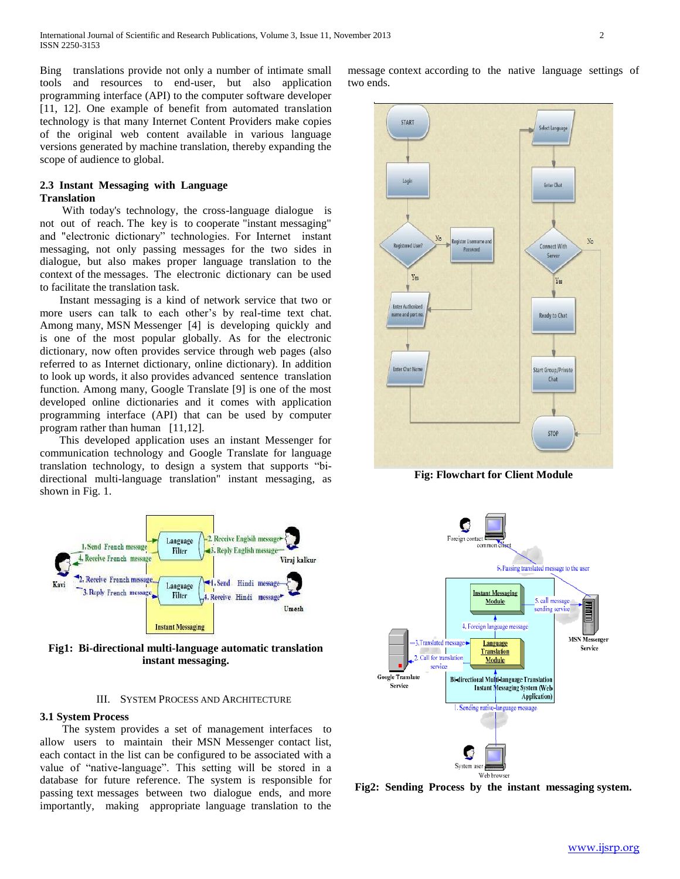Bing translations provide not only a number of intimate small tools and resources to end-user, but also application programming interface (API) to the computer software developer [11, 12]. One example of benefit from automated translation technology is that many Internet Content Providers make copies of the original web content available in various language versions generated by machine translation, thereby expanding the scope of audience to global.

### 2.3 Instant Messaging with Language Translation

With today's technology, the cross-language dialogue is not out of reach. The key is to cooperate "instant messaging" and "electronic dictionary" technologies. For Internet instant messaging, not only passing messages for the two sides in dialogue, but also makes proper language translation to the context of the messages. The electronic dictionary can be used to facilitate the translation task.

Instant messaging is a kind of network service that two or more users can talk to each other's by real-time text chat. Among many, MSN Messenger [4] is developing quickly and is one of the most popular globally. As for the electronic dictionary, now often provides service through web pages (also referred to as Internet dictionary, online dictionary). In addition to look up words, it also provides advanced sentence translation function. Among many, Google Translate [9] is one of the most developed online dictionaries and it comes with application programming interface (API) that can be used by computer program rather than human [11,12].

This developed application uses an instant Messenger for communication technology and Google Translate for language translation technology, to design a system that supports "bi-directional multi-language translation" instant messaging, as shown in Fig. 1.

**Fig1: Bi-directional multi-language automatic translation instant messaging.**

## III. System Process and Architecture

### 3.1 System Process

The system provides a set of management interfaces to allow users to maintain their MSN Messenger contact list, each contact in the list can be configured to be associated with a value of "native-language". This setting will be stored in a database for future reference. The system is responsible for passing text messages between two dialogue ends, and more importantly, making appropriate language translation to the message context according to the native language settings of two ends.

**Fig: Flowchart for Client Module**

**Fig2: Sending Process by the instant messaging system.**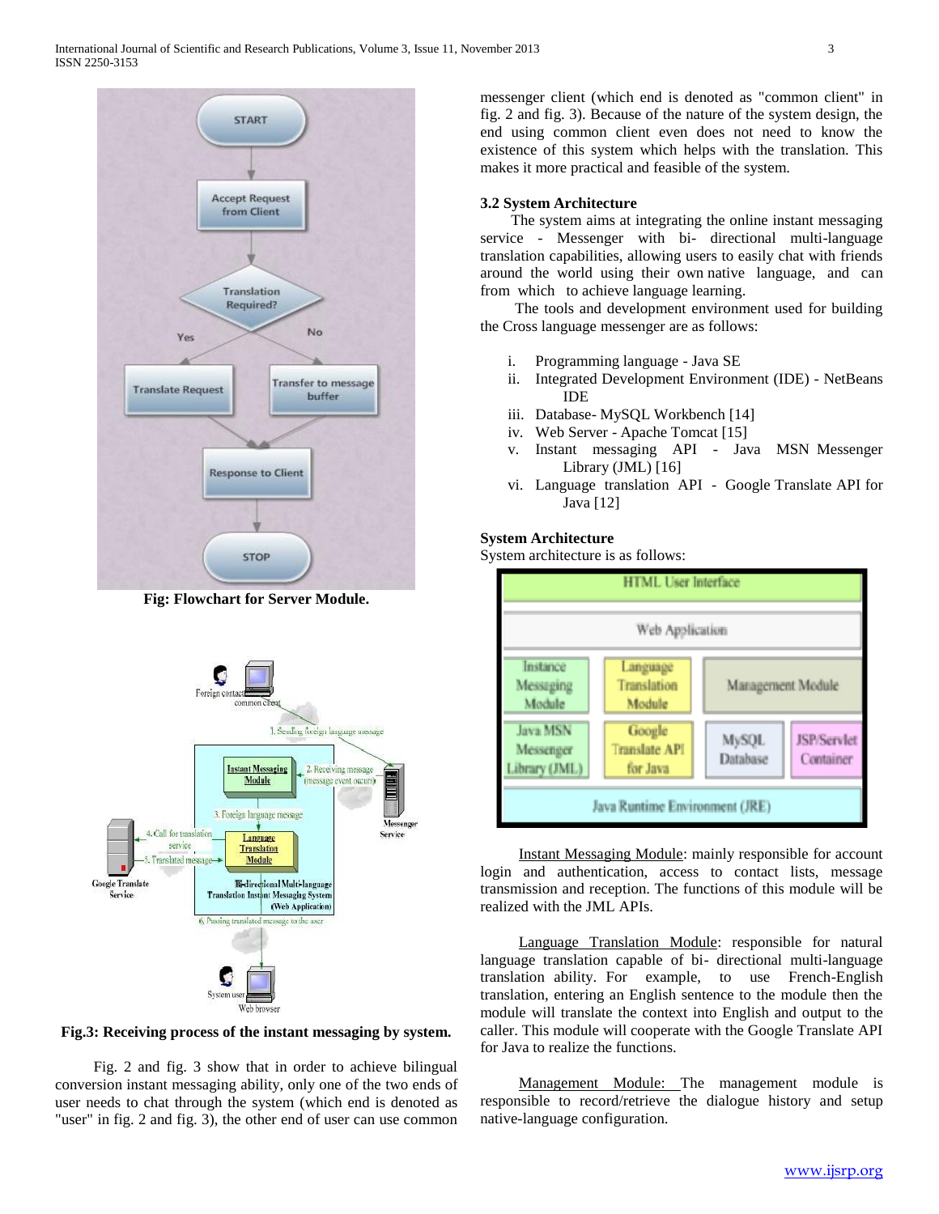Fig: Flowchart for Server Module.

Fig.3: Receiving process of the instant messaging by system.

Fig. 2 and fig. 3 show that in order to achieve bilingual conversion instant messaging ability, only one of the two ends of user needs to chat through the system (which end is denoted as "user" in fig. 2 and fig. 3), the other end of user can use common messenger client (which end is denoted as "common client" in fig. 2 and fig. 3). Because of the nature of the system design, the end using common client even does not need to know the existence of this system which helps with the translation. This makes it more practical and feasible of the system.

### 3.2 System Architecture

The system aims at integrating the online instant messaging service - Messenger with bi- directional multi-language translation capabilities, allowing users to easily chat with friends around the world using their own native language, and can from which to achieve language learning.

The tools and development environment used for building the Cross language messenger are as follows:

i. Programming language - Java SE
ii. Integrated Development Environment (IDE) - NetBeans IDE
iii. Database- MySQL Workbench [14]
iv. Web Server - Apache Tomcat [15]
v. Instant messaging API - Java MSN Messenger Library (JML) [16]
vi. Language translation API - Google Translate API for Java [12]

### System Architecture

System architecture is as follows:

| HTML User Interface | | | |
|---|---|---|---|
| Web Application | | | |
| Instance Messaging Module | Language Translation Module | Management Module | |
| Java MSN Messenger Library (JML) | Google Translate API for Java | MySQL Database | JSP/Servlet Container |
| Java Runtime Environment (JRE) | | | |

Instant Messaging Module: mainly responsible for account login and authentication, access to contact lists, message transmission and reception. The functions of this module will be realized with the JML APIs.

Language Translation Module: responsible for natural language translation capable of bi- directional multi-language translation ability. For example, to use French-English translation, entering an English sentence to the module then the module will translate the context into English and output to the caller. This module will cooperate with the Google Translate API for Java to realize the functions.

Management Module: The management module is responsible to record/retrieve the dialogue history and setup native-language configuration.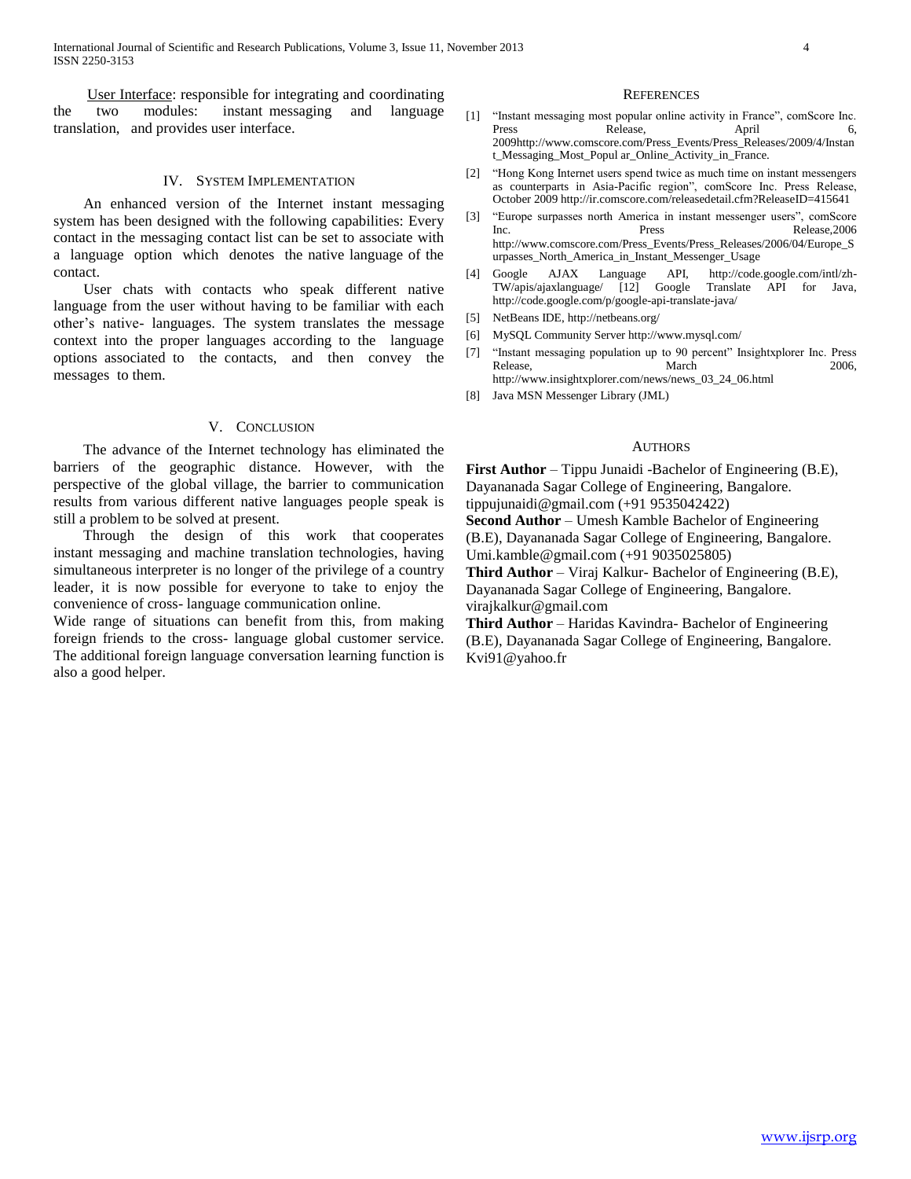User Interface: responsible for integrating and coordinating the two modules: instant messaging and language translation, and provides user interface.

## IV. System Implementation

An enhanced version of the Internet instant messaging system has been designed with the following capabilities: Every contact in the messaging contact list can be set to associate with a language option which denotes the native language of the contact.

User chats with contacts who speak different native language from the user without having to be familiar with each other's native- languages. The system translates the message context into the proper languages according to the language options associated to the contacts, and then convey the messages to them.

## V. Conclusion

The advance of the Internet technology has eliminated the barriers of the geographic distance. However, with the perspective of the global village, the barrier to communication results from various different native languages people speak is still a problem to be solved at present.

Through the design of this work that cooperates instant messaging and machine translation technologies, having simultaneous interpreter is no longer of the privilege of a country leader, it is now possible for everyone to take to enjoy the convenience of cross- language communication online.

Wide range of situations can benefit from this, from making foreign friends to the cross- language global customer service. The additional foreign language conversation learning function is also a good helper.

## References

[1] "Instant messaging most popular online activity in France", comScore Inc. Press Release, April 6, 2009http://www.comscore.com/Press_Events/Press_Releases/2009/4/Instant_Messaging_Most_Popul ar_Online_Activity_in_France.

[2] "Hong Kong Internet users spend twice as much time on instant messengers as counterparts in Asia-Pacific region", comScore Inc. Press Release, October 2009 http://ir.comscore.com/releasedetail.cfm?ReleaseID=415641

[3] "Europe surpasses north America in instant messenger users", comScore Inc. Press Release,2006 http://www.comscore.com/Press_Events/Press_Releases/2006/04/Europe_Surpasses_North_America_in_Instant_Messenger_Usage

[4] Google AJAX Language API, http://code.google.com/intl/zh-TW/apis/ajaxlanguage/ [12] Google Translate API for Java, http://code.google.com/p/google-api-translate-java/

[5] NetBeans IDE, http://netbeans.org/

[6] MySQL Community Server http://www.mysql.com/

[7] "Instant messaging population up to 90 percent" Insightxplorer Inc. Press Release, March 2006, http://www.insightxplorer.com/news/news_03_24_06.html

[8] Java MSN Messenger Library (JML)

## Authors

**First Author** – Tippu Junaidi -Bachelor of Engineering (B.E), Dayananada Sagar College of Engineering, Bangalore. tippujunaidi@gmail.com (+91 9535042422)

**Second Author** – Umesh Kamble Bachelor of Engineering (B.E), Dayananada Sagar College of Engineering, Bangalore. Umi.kamble@gmail.com (+91 9035025805)

**Third Author** – Viraj Kalkur- Bachelor of Engineering (B.E), Dayananada Sagar College of Engineering, Bangalore. virajkalkur@gmail.com

**Third Author** – Haridas Kavindra- Bachelor of Engineering (B.E), Dayananada Sagar College of Engineering, Bangalore. Kvi91@yahoo.fr